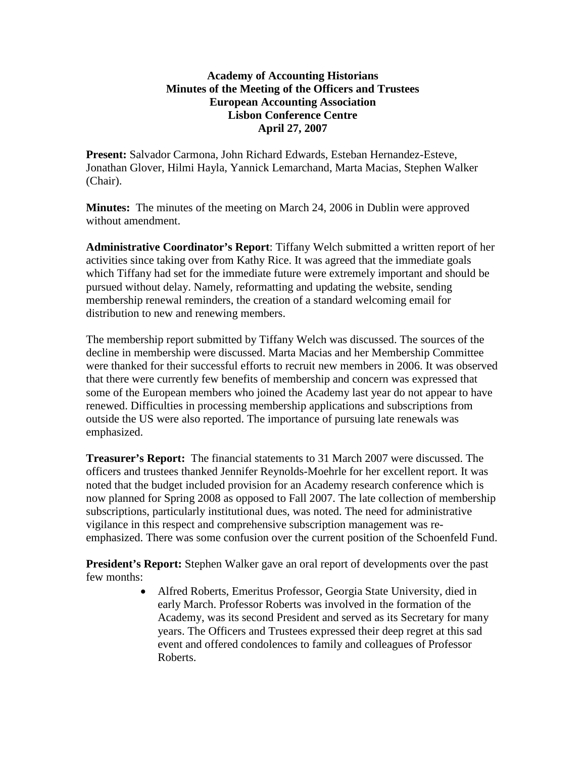**Academy of Accounting Historians**
**Minutes of the Meeting of the Officers and Trustees**
**European Accounting Association**
**Lisbon Conference Centre**
**April 27, 2007**

**Present:** Salvador Carmona, John Richard Edwards, Esteban Hernandez-Esteve, Jonathan Glover, Hilmi Hayla, Yannick Lemarchand, Marta Macias, Stephen Walker (Chair).

**Minutes:** The minutes of the meeting on March 24, 2006 in Dublin were approved without amendment.

**Administrative Coordinator's Report**: Tiffany Welch submitted a written report of her activities since taking over from Kathy Rice. It was agreed that the immediate goals which Tiffany had set for the immediate future were extremely important and should be pursued without delay. Namely, reformatting and updating the website, sending membership renewal reminders, the creation of a standard welcoming email for distribution to new and renewing members.

The membership report submitted by Tiffany Welch was discussed. The sources of the decline in membership were discussed. Marta Macias and her Membership Committee were thanked for their successful efforts to recruit new members in 2006. It was observed that there were currently few benefits of membership and concern was expressed that some of the European members who joined the Academy last year do not appear to have renewed. Difficulties in processing membership applications and subscriptions from outside the US were also reported. The importance of pursuing late renewals was emphasized.

**Treasurer's Report:** The financial statements to 31 March 2007 were discussed. The officers and trustees thanked Jennifer Reynolds-Moehrle for her excellent report. It was noted that the budget included provision for an Academy research conference which is now planned for Spring 2008 as opposed to Fall 2007. The late collection of membership subscriptions, particularly institutional dues, was noted. The need for administrative vigilance in this respect and comprehensive subscription management was re-emphasized. There was some confusion over the current position of the Schoenfeld Fund.

**President's Report:** Stephen Walker gave an oral report of developments over the past few months:

- Alfred Roberts, Emeritus Professor, Georgia State University, died in early March. Professor Roberts was involved in the formation of the Academy, was its second President and served as its Secretary for many years. The Officers and Trustees expressed their deep regret at this sad event and offered condolences to family and colleagues of Professor Roberts.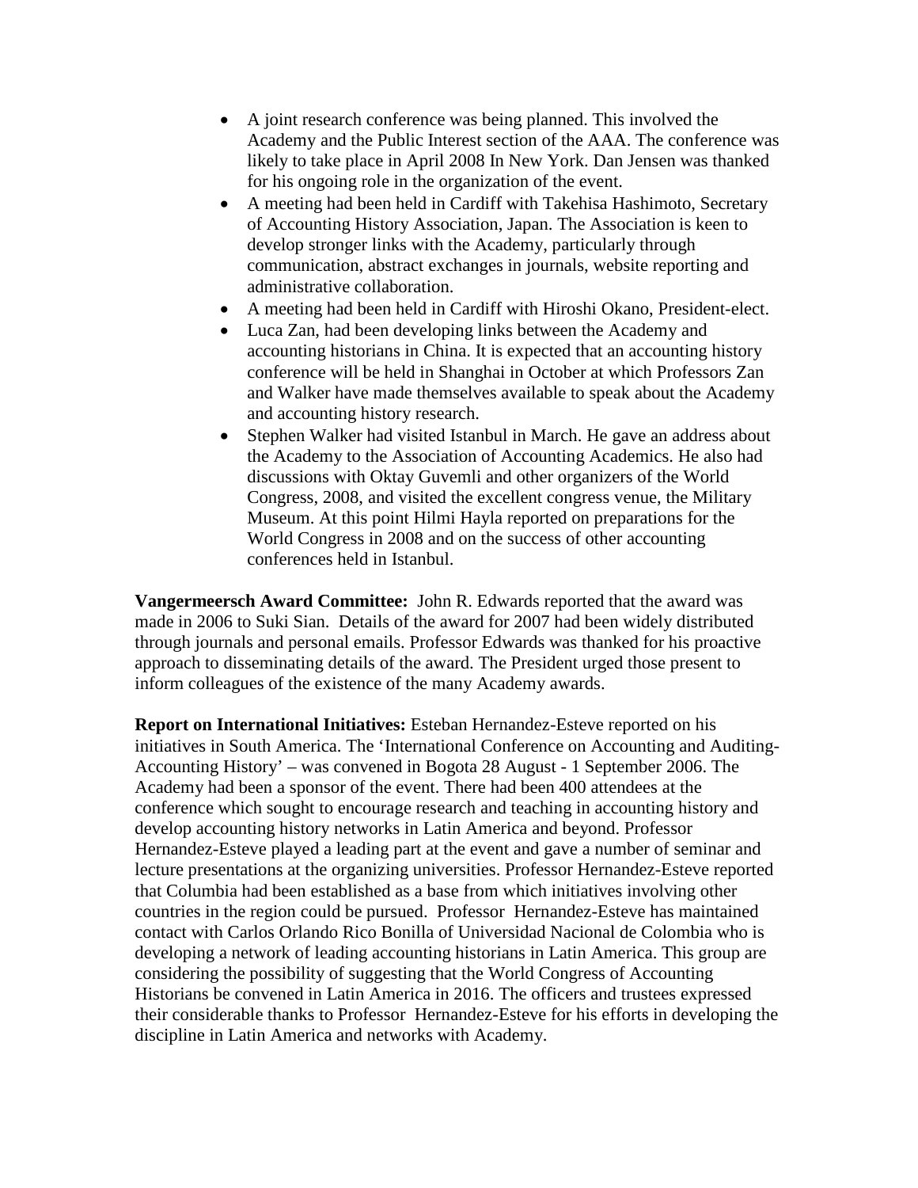- A joint research conference was being planned. This involved the Academy and the Public Interest section of the AAA. The conference was likely to take place in April 2008 In New York. Dan Jensen was thanked for his ongoing role in the organization of the event.
- A meeting had been held in Cardiff with Takehisa Hashimoto, Secretary of Accounting History Association, Japan. The Association is keen to develop stronger links with the Academy, particularly through communication, abstract exchanges in journals, website reporting and administrative collaboration.
- A meeting had been held in Cardiff with Hiroshi Okano, President-elect.
- Luca Zan, had been developing links between the Academy and accounting historians in China. It is expected that an accounting history conference will be held in Shanghai in October at which Professors Zan and Walker have made themselves available to speak about the Academy and accounting history research.
- Stephen Walker had visited Istanbul in March. He gave an address about the Academy to the Association of Accounting Academics. He also had discussions with Oktay Guvemli and other organizers of the World Congress, 2008, and visited the excellent congress venue, the Military Museum. At this point Hilmi Hayla reported on preparations for the World Congress in 2008 and on the success of other accounting conferences held in Istanbul.

**Vangermeersch Award Committee:** John R. Edwards reported that the award was made in 2006 to Suki Sian. Details of the award for 2007 had been widely distributed through journals and personal emails. Professor Edwards was thanked for his proactive approach to disseminating details of the award. The President urged those present to inform colleagues of the existence of the many Academy awards.

**Report on International Initiatives:** Esteban Hernandez-Esteve reported on his initiatives in South America. The 'International Conference on Accounting and Auditing-Accounting History' – was convened in Bogota 28 August - 1 September 2006. The Academy had been a sponsor of the event. There had been 400 attendees at the conference which sought to encourage research and teaching in accounting history and develop accounting history networks in Latin America and beyond. Professor Hernandez-Esteve played a leading part at the event and gave a number of seminar and lecture presentations at the organizing universities. Professor Hernandez-Esteve reported that Columbia had been established as a base from which initiatives involving other countries in the region could be pursued. Professor Hernandez-Esteve has maintained contact with Carlos Orlando Rico Bonilla of Universidad Nacional de Colombia who is developing a network of leading accounting historians in Latin America. This group are considering the possibility of suggesting that the World Congress of Accounting Historians be convened in Latin America in 2016. The officers and trustees expressed their considerable thanks to Professor Hernandez-Esteve for his efforts in developing the discipline in Latin America and networks with Academy.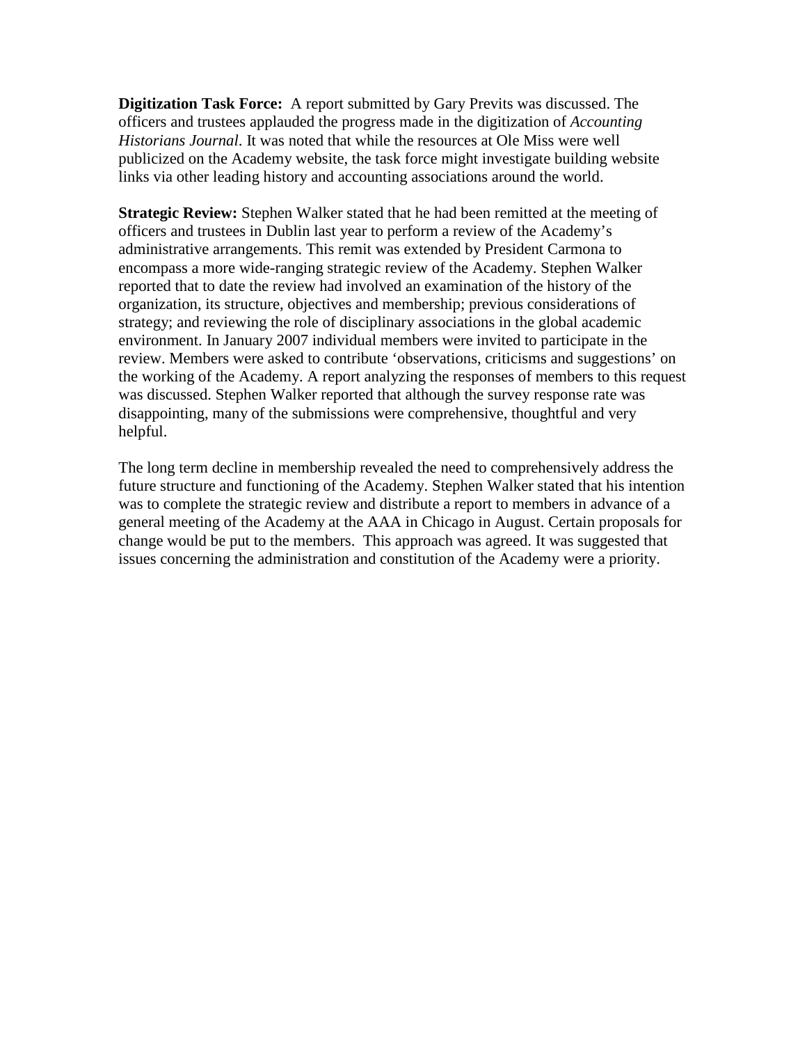**Digitization Task Force:** A report submitted by Gary Previts was discussed. The officers and trustees applauded the progress made in the digitization of *Accounting Historians Journal*. It was noted that while the resources at Ole Miss were well publicized on the Academy website, the task force might investigate building website links via other leading history and accounting associations around the world.

**Strategic Review:** Stephen Walker stated that he had been remitted at the meeting of officers and trustees in Dublin last year to perform a review of the Academy's administrative arrangements. This remit was extended by President Carmona to encompass a more wide-ranging strategic review of the Academy. Stephen Walker reported that to date the review had involved an examination of the history of the organization, its structure, objectives and membership; previous considerations of strategy; and reviewing the role of disciplinary associations in the global academic environment. In January 2007 individual members were invited to participate in the review. Members were asked to contribute 'observations, criticisms and suggestions' on the working of the Academy. A report analyzing the responses of members to this request was discussed. Stephen Walker reported that although the survey response rate was disappointing, many of the submissions were comprehensive, thoughtful and very helpful.

The long term decline in membership revealed the need to comprehensively address the future structure and functioning of the Academy. Stephen Walker stated that his intention was to complete the strategic review and distribute a report to members in advance of a general meeting of the Academy at the AAA in Chicago in August. Certain proposals for change would be put to the members. This approach was agreed. It was suggested that issues concerning the administration and constitution of the Academy were a priority.